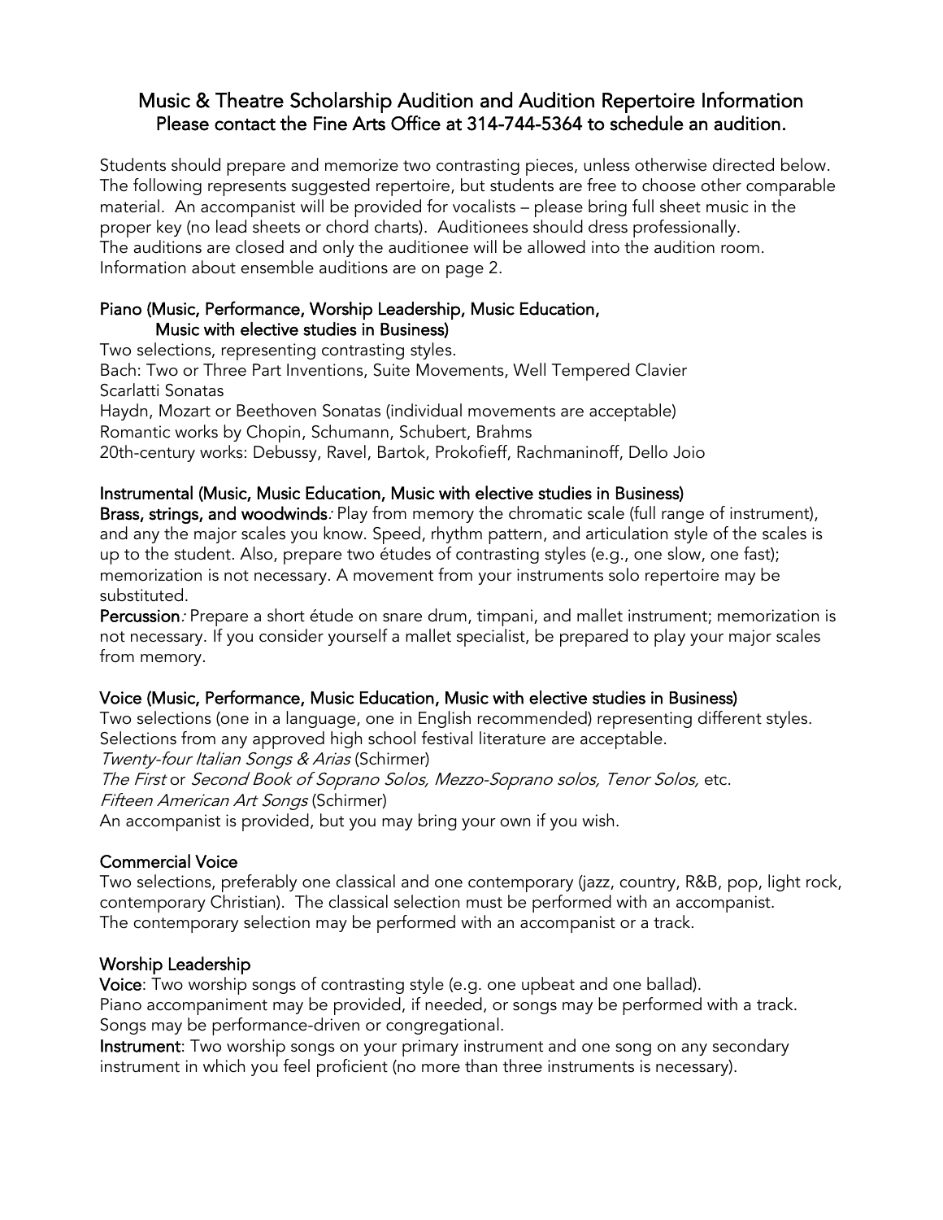# Music & Theatre Scholarship Audition and Audition Repertoire Information

**Please contact the Fine Arts Office at 314-744-5364 to schedule an audition.**

Students should prepare and memorize two contrasting pieces, unless otherwise directed below. The following represents suggested repertoire, but students are free to choose other comparable material. An accompanist will be provided for vocalists – please bring full sheet music in the proper key (no lead sheets or chord charts). Auditionees should dress professionally. The auditions are closed and only the auditionee will be allowed into the audition room. Information about ensemble auditions are on page 2.

## Piano (Music, Performance, Worship Leadership, Music Education, Music with elective studies in Business)

Two selections, representing contrasting styles.
Bach: Two or Three Part Inventions, Suite Movements, Well Tempered Clavier
Scarlatti Sonatas
Haydn, Mozart or Beethoven Sonatas (individual movements are acceptable)
Romantic works by Chopin, Schumann, Schubert, Brahms
20th-century works: Debussy, Ravel, Bartok, Prokofieff, Rachmaninoff, Dello Joio

## Instrumental (Music, Music Education, Music with elective studies in Business)

**Brass, strings, and woodwinds**: Play from memory the chromatic scale (full range of instrument), and any the major scales you know. Speed, rhythm pattern, and articulation style of the scales is up to the student. Also, prepare two études of contrasting styles (e.g., one slow, one fast); memorization is not necessary. A movement from your instruments solo repertoire may be substituted.

**Percussion**: Prepare a short étude on snare drum, timpani, and mallet instrument; memorization is not necessary. If you consider yourself a mallet specialist, be prepared to play your major scales from memory.

## Voice (Music, Performance, Music Education, Music with elective studies in Business)

Two selections (one in a language, one in English recommended) representing different styles. Selections from any approved high school festival literature are acceptable.
*Twenty-four Italian Songs & Arias* (Schirmer)
*The First* or *Second Book of Soprano Solos, Mezzo-Soprano solos, Tenor Solos,* etc.
*Fifteen American Art Songs* (Schirmer)
An accompanist is provided, but you may bring your own if you wish.

## Commercial Voice

Two selections, preferably one classical and one contemporary (jazz, country, R&B, pop, light rock, contemporary Christian). The classical selection must be performed with an accompanist. The contemporary selection may be performed with an accompanist or a track.

## Worship Leadership

**Voice**: Two worship songs of contrasting style (e.g. one upbeat and one ballad).
Piano accompaniment may be provided, if needed, or songs may be performed with a track. Songs may be performance-driven or congregational.

**Instrument**: Two worship songs on your primary instrument and one song on any secondary instrument in which you feel proficient (no more than three instruments is necessary).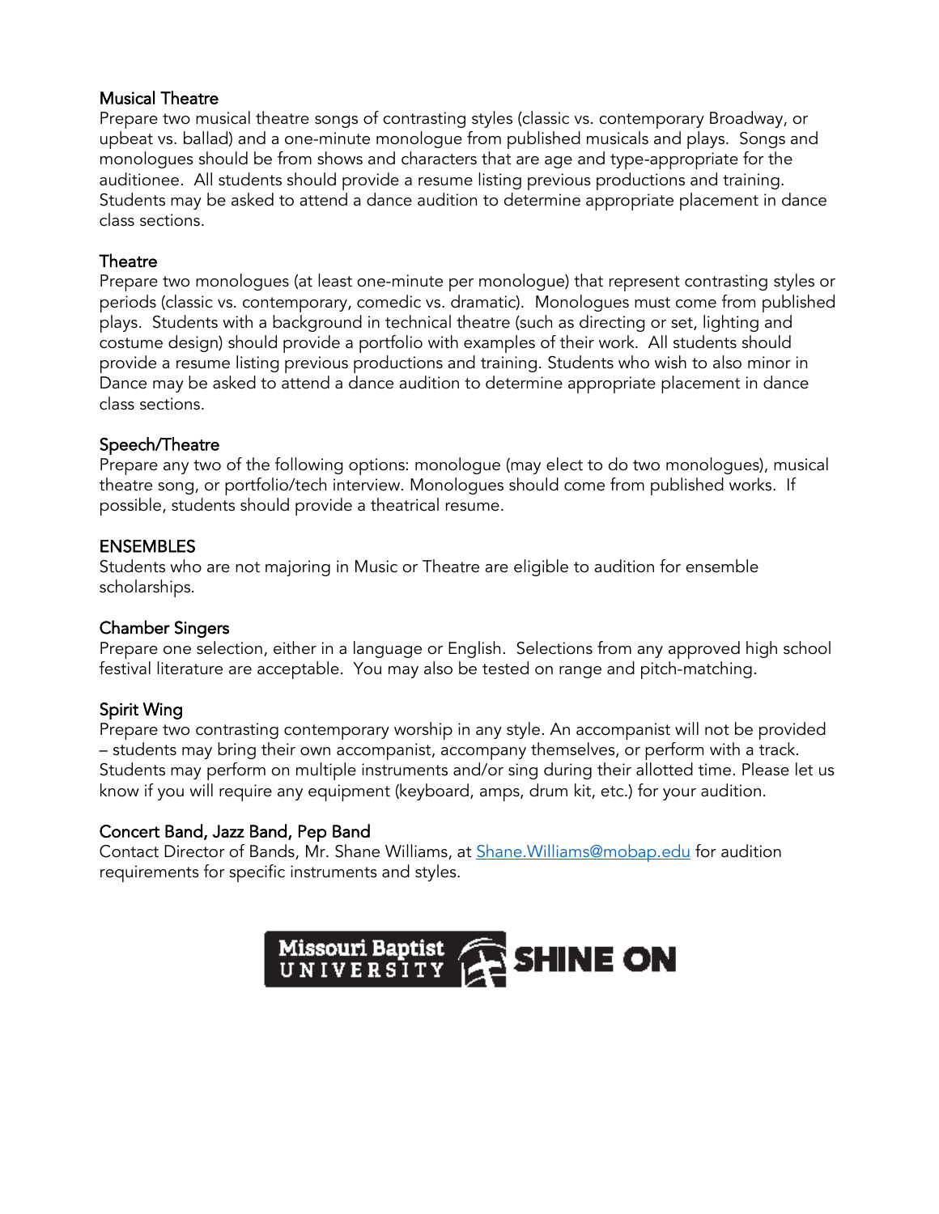### Musical Theatre

Prepare two musical theatre songs of contrasting styles (classic vs. contemporary Broadway, or upbeat vs. ballad) and a one-minute monologue from published musicals and plays. Songs and monologues should be from shows and characters that are age and type-appropriate for the auditionee. All students should provide a resume listing previous productions and training. Students may be asked to attend a dance audition to determine appropriate placement in dance class sections.

### Theatre

Prepare two monologues (at least one-minute per monologue) that represent contrasting styles or periods (classic vs. contemporary, comedic vs. dramatic). Monologues must come from published plays. Students with a background in technical theatre (such as directing or set, lighting and costume design) should provide a portfolio with examples of their work. All students should provide a resume listing previous productions and training. Students who wish to also minor in Dance may be asked to attend a dance audition to determine appropriate placement in dance class sections.

### Speech/Theatre

Prepare any two of the following options: monologue (may elect to do two monologues), musical theatre song, or portfolio/tech interview. Monologues should come from published works. If possible, students should provide a theatrical resume.

## ENSEMBLES

Students who are not majoring in Music or Theatre are eligible to audition for ensemble scholarships.

### Chamber Singers

Prepare one selection, either in a language or English. Selections from any approved high school festival literature are acceptable. You may also be tested on range and pitch-matching.

### Spirit Wing

Prepare two contrasting contemporary worship in any style. An accompanist will not be provided – students may bring their own accompanist, accompany themselves, or perform with a track. Students may perform on multiple instruments and/or sing during their allotted time. Please let us know if you will require any equipment (keyboard, amps, drum kit, etc.) for your audition.

### Concert Band, Jazz Band, Pep Band

Contact Director of Bands, Mr. Shane Williams, at [Shane.Williams@mobap.edu](mailto:Shane.Williams@mobap.edu) for audition requirements for specific instruments and styles.

Missouri Baptist UNIVERSITY SHINE ON